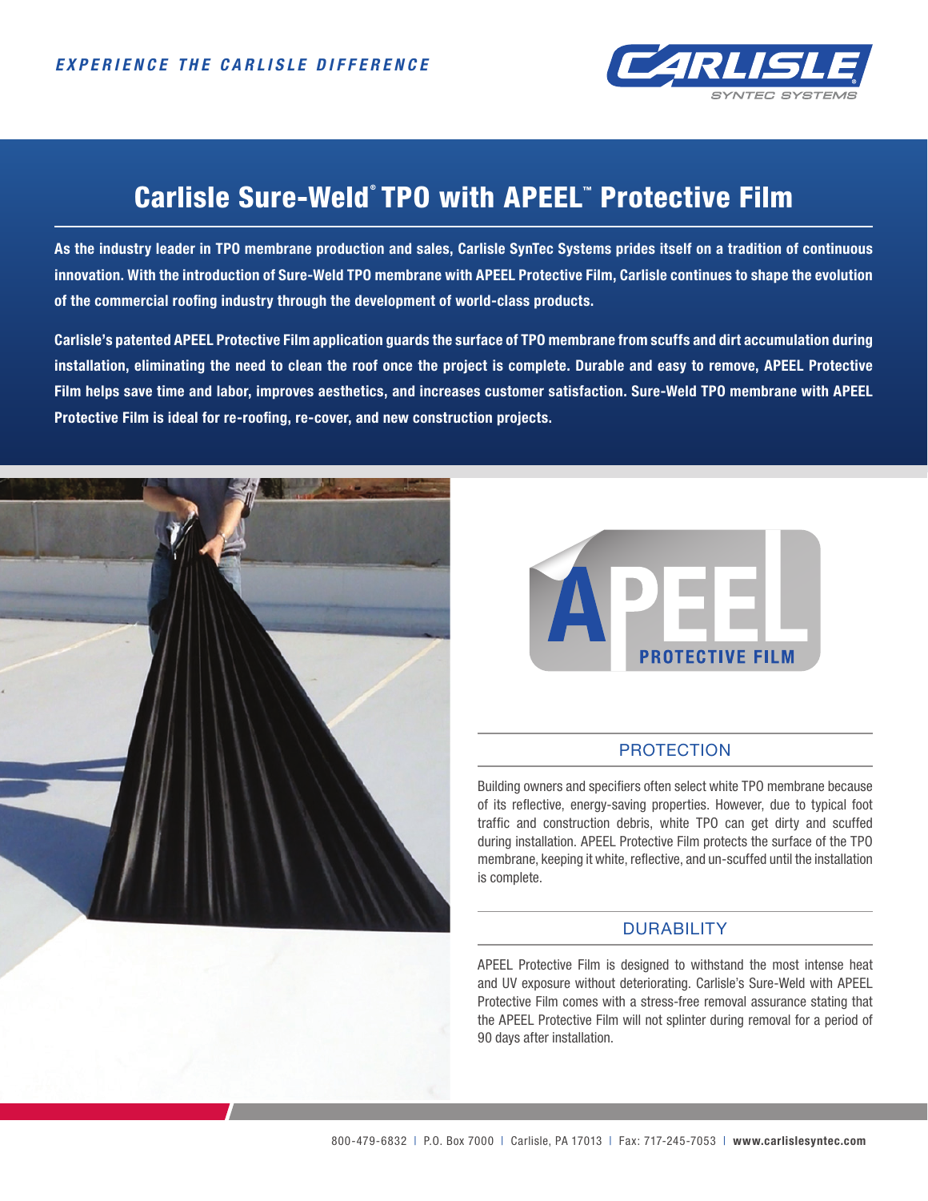*EXPERIENCE THE CARLISLE DIFFERENCE*

# Carlisle Sure-Weld® TPO with APEEL™ Protective Film

**As the industry leader in TPO membrane production and sales, Carlisle SynTec Systems prides itself on a tradition of continuous innovation. With the introduction of Sure-Weld TPO membrane with APEEL Protective Film, Carlisle continues to shape the evolution of the commercial roofing industry through the development of world-class products.**

**Carlisle's patented APEEL Protective Film application guards the surface of TPO membrane from scuffs and dirt accumulation during installation, eliminating the need to clean the roof once the project is complete. Durable and easy to remove, APEEL Protective Film helps save time and labor, improves aesthetics, and increases customer satisfaction. Sure-Weld TPO membrane with APEEL Protective Film is ideal for re-roofing, re-cover, and new construction projects.**

## PROTECTION

Building owners and specifiers often select white TPO membrane because of its reflective, energy-saving properties. However, due to typical foot traffic and construction debris, white TPO can get dirty and scuffed during installation. APEEL Protective Film protects the surface of the TPO membrane, keeping it white, reflective, and un-scuffed until the installation is complete.

## DURABILITY

APEEL Protective Film is designed to withstand the most intense heat and UV exposure without deteriorating. Carlisle's Sure-Weld with APEEL Protective Film comes with a stress-free removal assurance stating that the APEEL Protective Film will not splinter during removal for a period of 90 days after installation.

800-479-6832 | P.O. Box 7000 | Carlisle, PA 17013 | Fax: 717-245-7053 | **www.carlislesyntec.com**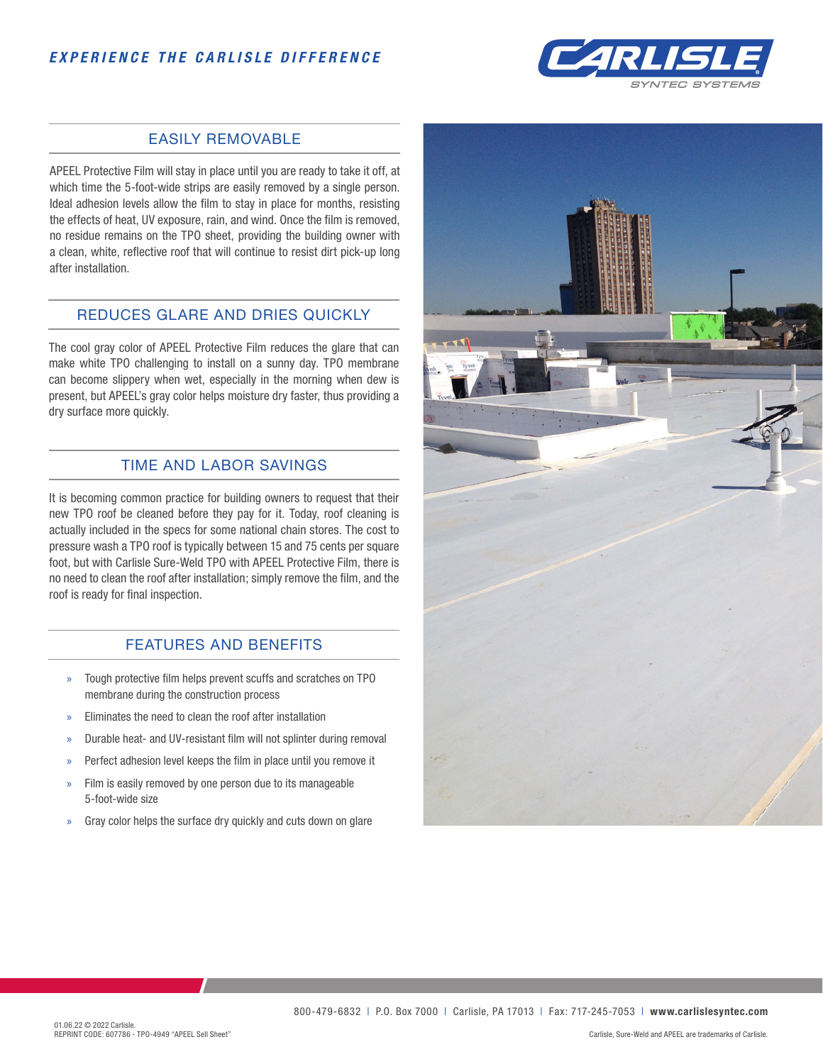*EXPERIENCE THE CARLISLE DIFFERENCE*

## EASILY REMOVABLE

APEEL Protective Film will stay in place until you are ready to take it off, at which time the 5-foot-wide strips are easily removed by a single person. Ideal adhesion levels allow the film to stay in place for months, resisting the effects of heat, UV exposure, rain, and wind. Once the film is removed, no residue remains on the TPO sheet, providing the building owner with a clean, white, reflective roof that will continue to resist dirt pick-up long after installation.

## REDUCES GLARE AND DRIES QUICKLY

The cool gray color of APEEL Protective Film reduces the glare that can make white TPO challenging to install on a sunny day. TPO membrane can become slippery when wet, especially in the morning when dew is present, but APEEL's gray color helps moisture dry faster, thus providing a dry surface more quickly.

## TIME AND LABOR SAVINGS

It is becoming common practice for building owners to request that their new TPO roof be cleaned before they pay for it. Today, roof cleaning is actually included in the specs for some national chain stores. The cost to pressure wash a TPO roof is typically between 15 and 75 cents per square foot, but with Carlisle Sure-Weld TPO with APEEL Protective Film, there is no need to clean the roof after installation; simply remove the film, and the roof is ready for final inspection.

## FEATURES AND BENEFITS

- Tough protective film helps prevent scuffs and scratches on TPO membrane during the construction process
- Eliminates the need to clean the roof after installation
- Durable heat- and UV-resistant film will not splinter during removal
- Perfect adhesion level keeps the film in place until you remove it
- Film is easily removed by one person due to its manageable 5-foot-wide size
- Gray color helps the surface dry quickly and cuts down on glare

800-479-6832 | P.O. Box 7000 | Carlisle, PA 17013 | Fax: 717-245-7053 | **www.carlislesyntec.com**

01.06.22 © 2022 Carlisle.
REPRINT CODE: 607786 - TPO-4949 "APEEL Sell Sheet"

Carlisle, Sure-Weld and APEEL are trademarks of Carlisle.